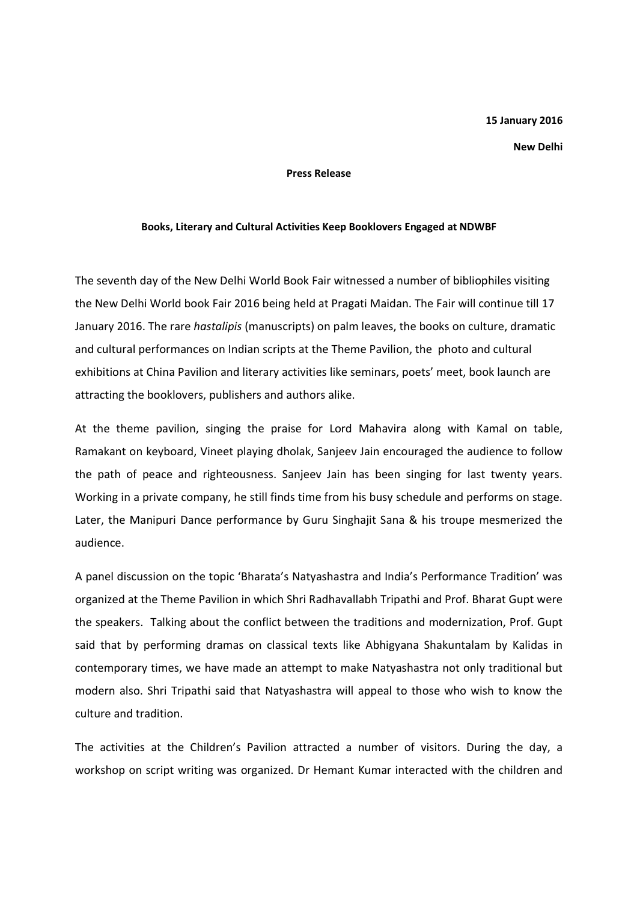**15 January 2016**

**New Delhi**

**Press Release**

**Books, Literary and Cultural Activities Keep Booklovers Engaged at NDWBF**

The seventh day of the New Delhi World Book Fair witnessed a number of bibliophiles visiting the New Delhi World book Fair 2016 being held at Pragati Maidan. The Fair will continue till 17 January 2016. The rare *hastalipis* (manuscripts) on palm leaves, the books on culture, dramatic and cultural performances on Indian scripts at the Theme Pavilion, the photo and cultural exhibitions at China Pavilion and literary activities like seminars, poets' meet, book launch are attracting the booklovers, publishers and authors alike.

At the theme pavilion, singing the praise for Lord Mahavira along with Kamal on table, Ramakant on keyboard, Vineet playing dholak, Sanjeev Jain encouraged the audience to follow the path of peace and righteousness. Sanjeev Jain has been singing for last twenty years. Working in a private company, he still finds time from his busy schedule and performs on stage. Later, the Manipuri Dance performance by Guru Singhajit Sana & his troupe mesmerized the audience.

A panel discussion on the topic 'Bharata's Natyashastra and India's Performance Tradition' was organized at the Theme Pavilion in which Shri Radhavallabh Tripathi and Prof. Bharat Gupt were the speakers. Talking about the conflict between the traditions and modernization, Prof. Gupt said that by performing dramas on classical texts like Abhigyana Shakuntalam by Kalidas in contemporary times, we have made an attempt to make Natyashastra not only traditional but modern also. Shri Tripathi said that Natyashastra will appeal to those who wish to know the culture and tradition.

The activities at the Children's Pavilion attracted a number of visitors. During the day, a workshop on script writing was organized. Dr Hemant Kumar interacted with the children and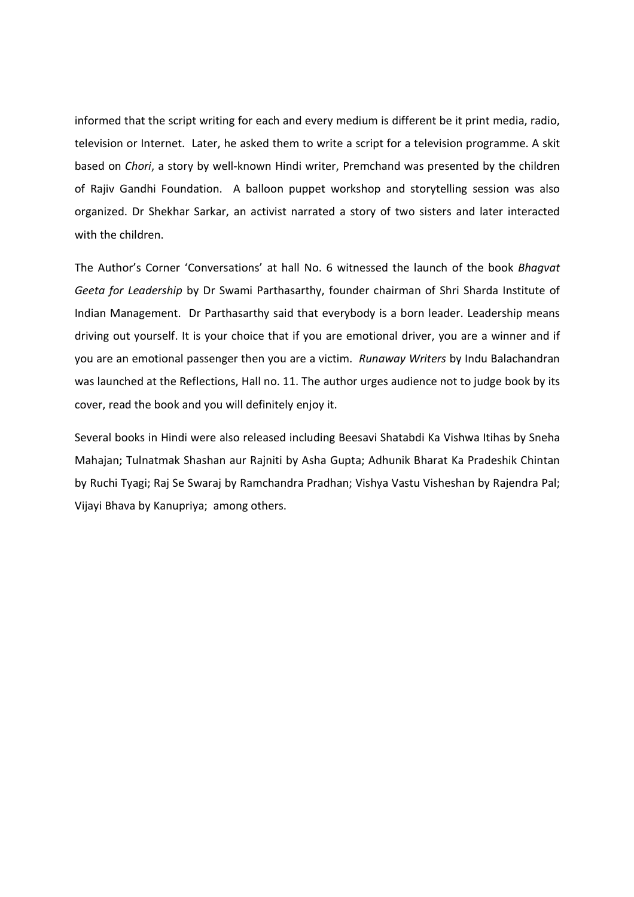informed that the script writing for each and every medium is different be it print media, radio, television or Internet. Later, he asked them to write a script for a television programme. A skit based on *Chori*, a story by well-known Hindi writer, Premchand was presented by the children of Rajiv Gandhi Foundation. A balloon puppet workshop and storytelling session was also organized. Dr Shekhar Sarkar, an activist narrated a story of two sisters and later interacted with the children.

The Author's Corner 'Conversations' at hall No. 6 witnessed the launch of the book *Bhagvat Geeta for Leadership* by Dr Swami Parthasarthy, founder chairman of Shri Sharda Institute of Indian Management. Dr Parthasarthy said that everybody is a born leader. Leadership means driving out yourself. It is your choice that if you are emotional driver, you are a winner and if you are an emotional passenger then you are a victim. *Runaway Writers* by Indu Balachandran was launched at the Reflections, Hall no. 11. The author urges audience not to judge book by its cover, read the book and you will definitely enjoy it.

Several books in Hindi were also released including Beesavi Shatabdi Ka Vishwa Itihas by Sneha Mahajan; Tulnatmak Shashan aur Rajniti by Asha Gupta; Adhunik Bharat Ka Pradeshik Chintan by Ruchi Tyagi; Raj Se Swaraj by Ramchandra Pradhan; Vishya Vastu Visheshan by Rajendra Pal; Vijayi Bhava by Kanupriya; among others.